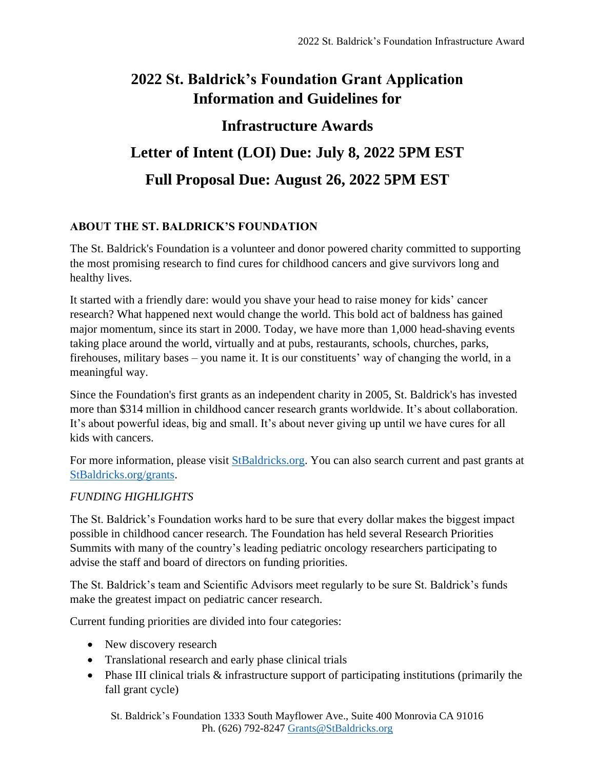# 2022 St. Baldrick's Foundation Grant Application Information and Guidelines for

# Infrastructure Awards

# Letter of Intent (LOI) Due: July 8, 2022 5PM EST

# Full Proposal Due: August 26, 2022 5PM EST

## ABOUT THE ST. BALDRICK'S FOUNDATION

The St. Baldrick's Foundation is a volunteer and donor powered charity committed to supporting the most promising research to find cures for childhood cancers and give survivors long and healthy lives.

It started with a friendly dare: would you shave your head to raise money for kids' cancer research? What happened next would change the world. This bold act of baldness has gained major momentum, since its start in 2000. Today, we have more than 1,000 head-shaving events taking place around the world, virtually and at pubs, restaurants, schools, churches, parks, firehouses, military bases – you name it. It is our constituents' way of changing the world, in a meaningful way.

Since the Foundation's first grants as an independent charity in 2005, St. Baldrick's has invested more than $314 million in childhood cancer research grants worldwide. It's about collaboration. It's about powerful ideas, big and small. It's about never giving up until we have cures for all kids with cancers.

For more information, please visit [StBaldricks.org](StBaldricks.org). You can also search current and past grants at [StBaldricks.org/grants](StBaldricks.org/grants).

### *FUNDING HIGHLIGHTS*

The St. Baldrick's Foundation works hard to be sure that every dollar makes the biggest impact possible in childhood cancer research. The Foundation has held several Research Priorities Summits with many of the country's leading pediatric oncology researchers participating to advise the staff and board of directors on funding priorities.

The St. Baldrick's team and Scientific Advisors meet regularly to be sure St. Baldrick's funds make the greatest impact on pediatric cancer research.

Current funding priorities are divided into four categories:

- New discovery research
- Translational research and early phase clinical trials
- Phase III clinical trials & infrastructure support of participating institutions (primarily the fall grant cycle)

St. Baldrick's Foundation 1333 South Mayflower Ave., Suite 400 Monrovia CA 91016
Ph. (626) 792-8247 [Grants@StBaldricks.org](mailto:Grants@StBaldricks.org)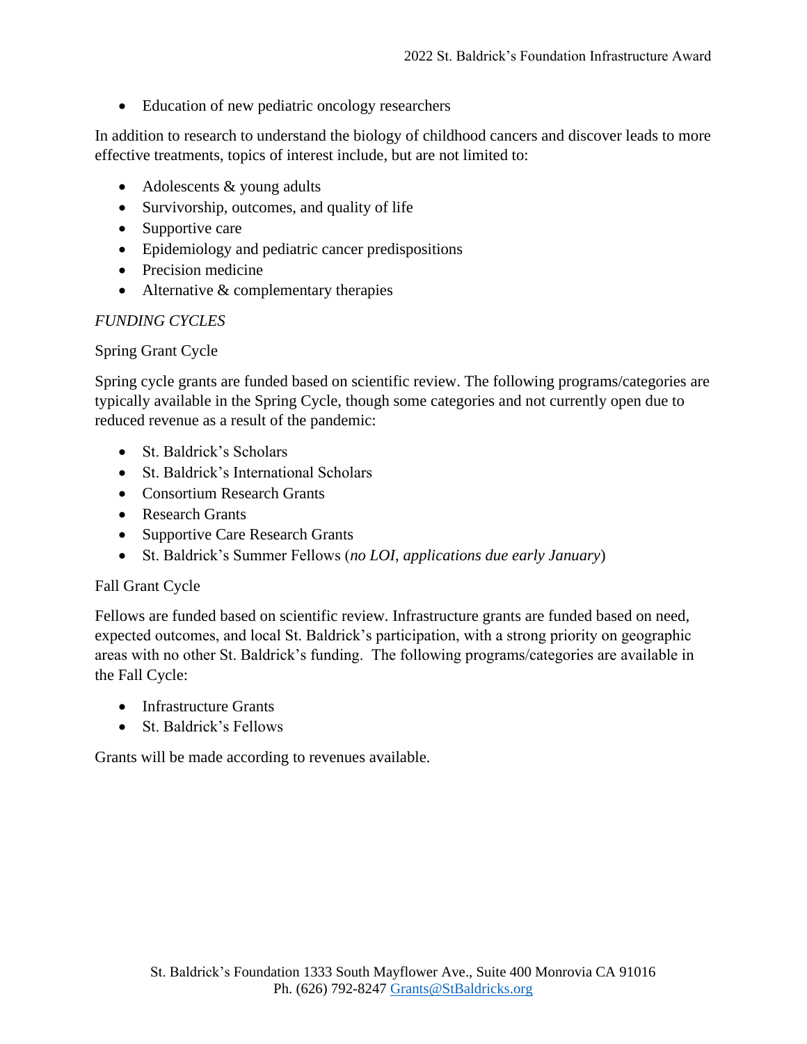- Education of new pediatric oncology researchers

In addition to research to understand the biology of childhood cancers and discover leads to more effective treatments, topics of interest include, but are not limited to:

- Adolescents & young adults
- Survivorship, outcomes, and quality of life
- Supportive care
- Epidemiology and pediatric cancer predispositions
- Precision medicine
- Alternative & complementary therapies

*FUNDING CYCLES*

Spring Grant Cycle

Spring cycle grants are funded based on scientific review. The following programs/categories are typically available in the Spring Cycle, though some categories and not currently open due to reduced revenue as a result of the pandemic:

- St. Baldrick's Scholars
- St. Baldrick's International Scholars
- Consortium Research Grants
- Research Grants
- Supportive Care Research Grants
- St. Baldrick's Summer Fellows (*no LOI, applications due early January*)

Fall Grant Cycle

Fellows are funded based on scientific review. Infrastructure grants are funded based on need, expected outcomes, and local St. Baldrick's participation, with a strong priority on geographic areas with no other St. Baldrick's funding. The following programs/categories are available in the Fall Cycle:

- Infrastructure Grants
- St. Baldrick's Fellows

Grants will be made according to revenues available.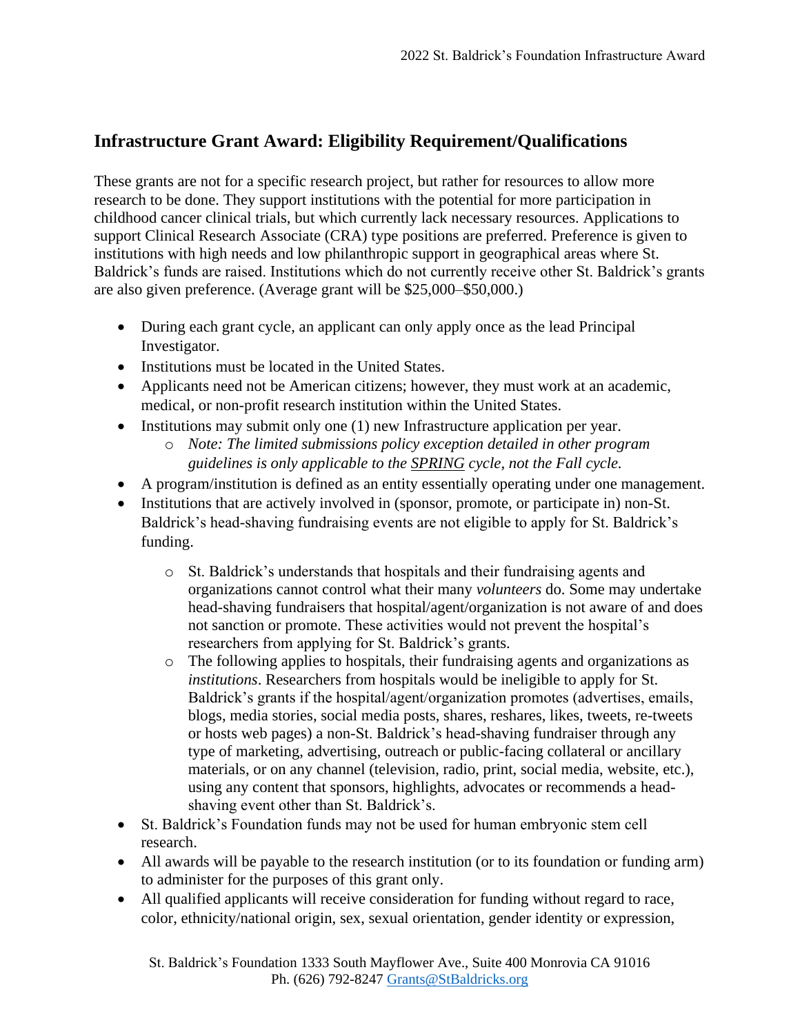## Infrastructure Grant Award: Eligibility Requirement/Qualifications

These grants are not for a specific research project, but rather for resources to allow more research to be done. They support institutions with the potential for more participation in childhood cancer clinical trials, but which currently lack necessary resources. Applications to support Clinical Research Associate (CRA) type positions are preferred. Preference is given to institutions with high needs and low philanthropic support in geographical areas where St. Baldrick's funds are raised. Institutions which do not currently receive other St. Baldrick's grants are also given preference. (Average grant will be $25,000–$50,000.)

- During each grant cycle, an applicant can only apply once as the lead Principal Investigator.
- Institutions must be located in the United States.
- Applicants need not be American citizens; however, they must work at an academic, medical, or non-profit research institution within the United States.
- Institutions may submit only one (1) new Infrastructure application per year.
  - *Note: The limited submissions policy exception detailed in other program guidelines is only applicable to the SPRING cycle, not the Fall cycle.*
- A program/institution is defined as an entity essentially operating under one management.
- Institutions that are actively involved in (sponsor, promote, or participate in) non-St. Baldrick's head-shaving fundraising events are not eligible to apply for St. Baldrick's funding.
  - St. Baldrick's understands that hospitals and their fundraising agents and organizations cannot control what their many *volunteers* do. Some may undertake head-shaving fundraisers that hospital/agent/organization is not aware of and does not sanction or promote. These activities would not prevent the hospital's researchers from applying for St. Baldrick's grants.
  - The following applies to hospitals, their fundraising agents and organizations as *institutions*. Researchers from hospitals would be ineligible to apply for St. Baldrick's grants if the hospital/agent/organization promotes (advertises, emails, blogs, media stories, social media posts, shares, reshares, likes, tweets, re-tweets or hosts web pages) a non-St. Baldrick's head-shaving fundraiser through any type of marketing, advertising, outreach or public-facing collateral or ancillary materials, or on any channel (television, radio, print, social media, website, etc.), using any content that sponsors, highlights, advocates or recommends a head-shaving event other than St. Baldrick's.
- St. Baldrick's Foundation funds may not be used for human embryonic stem cell research.
- All awards will be payable to the research institution (or to its foundation or funding arm) to administer for the purposes of this grant only.
- All qualified applicants will receive consideration for funding without regard to race, color, ethnicity/national origin, sex, sexual orientation, gender identity or expression,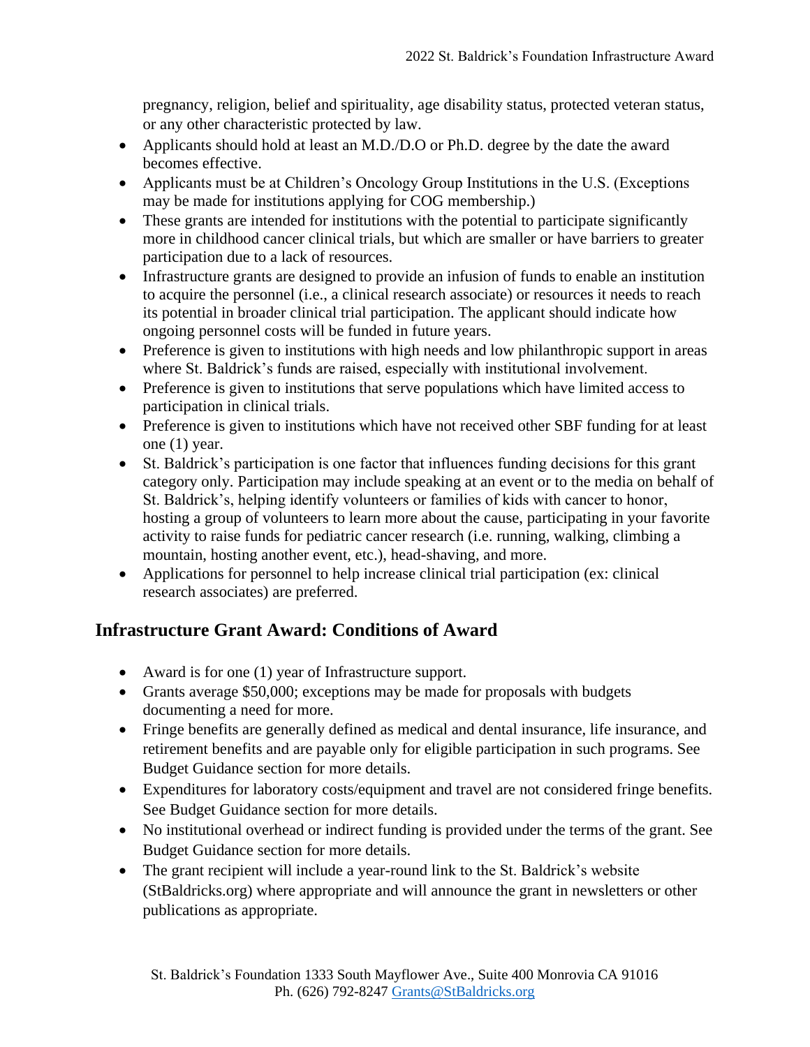pregnancy, religion, belief and spirituality, age disability status, protected veteran status, or any other characteristic protected by law.

- Applicants should hold at least an M.D./D.O or Ph.D. degree by the date the award becomes effective.
- Applicants must be at Children's Oncology Group Institutions in the U.S. (Exceptions may be made for institutions applying for COG membership.)
- These grants are intended for institutions with the potential to participate significantly more in childhood cancer clinical trials, but which are smaller or have barriers to greater participation due to a lack of resources.
- Infrastructure grants are designed to provide an infusion of funds to enable an institution to acquire the personnel (i.e., a clinical research associate) or resources it needs to reach its potential in broader clinical trial participation. The applicant should indicate how ongoing personnel costs will be funded in future years.
- Preference is given to institutions with high needs and low philanthropic support in areas where St. Baldrick's funds are raised, especially with institutional involvement.
- Preference is given to institutions that serve populations which have limited access to participation in clinical trials.
- Preference is given to institutions which have not received other SBF funding for at least one (1) year.
- St. Baldrick's participation is one factor that influences funding decisions for this grant category only. Participation may include speaking at an event or to the media on behalf of St. Baldrick's, helping identify volunteers or families of kids with cancer to honor, hosting a group of volunteers to learn more about the cause, participating in your favorite activity to raise funds for pediatric cancer research (i.e. running, walking, climbing a mountain, hosting another event, etc.), head-shaving, and more.
- Applications for personnel to help increase clinical trial participation (ex: clinical research associates) are preferred.

## Infrastructure Grant Award: Conditions of Award

- Award is for one (1) year of Infrastructure support.
- Grants average $50,000; exceptions may be made for proposals with budgets documenting a need for more.
- Fringe benefits are generally defined as medical and dental insurance, life insurance, and retirement benefits and are payable only for eligible participation in such programs. See Budget Guidance section for more details.
- Expenditures for laboratory costs/equipment and travel are not considered fringe benefits. See Budget Guidance section for more details.
- No institutional overhead or indirect funding is provided under the terms of the grant. See Budget Guidance section for more details.
- The grant recipient will include a year-round link to the St. Baldrick's website (StBaldricks.org) where appropriate and will announce the grant in newsletters or other publications as appropriate.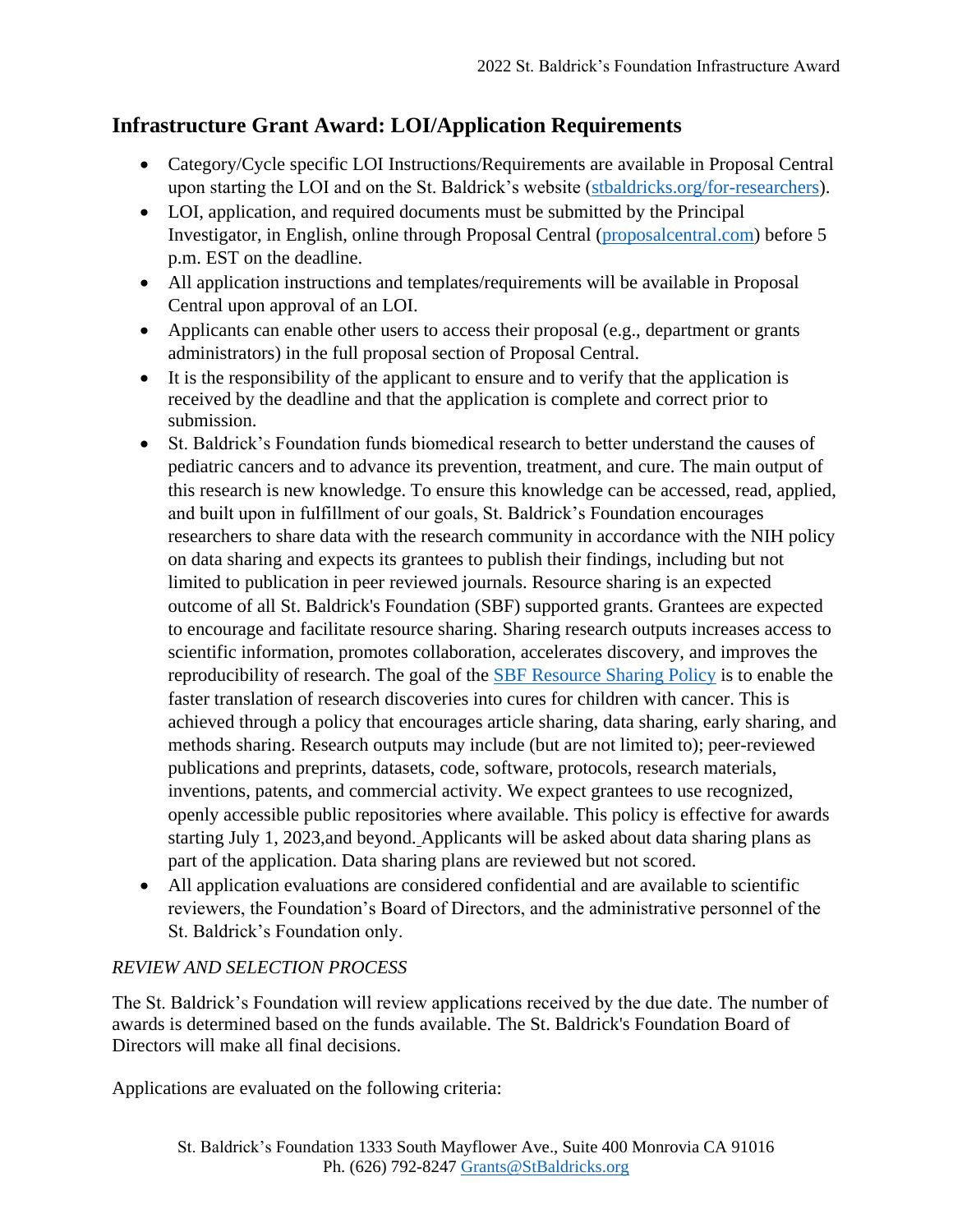## Infrastructure Grant Award: LOI/Application Requirements

- Category/Cycle specific LOI Instructions/Requirements are available in Proposal Central upon starting the LOI and on the St. Baldrick's website (stbaldricks.org/for-researchers).
- LOI, application, and required documents must be submitted by the Principal Investigator, in English, online through Proposal Central (proposalcentral.com) before 5 p.m. EST on the deadline.
- All application instructions and templates/requirements will be available in Proposal Central upon approval of an LOI.
- Applicants can enable other users to access their proposal (e.g., department or grants administrators) in the full proposal section of Proposal Central.
- It is the responsibility of the applicant to ensure and to verify that the application is received by the deadline and that the application is complete and correct prior to submission.
- St. Baldrick's Foundation funds biomedical research to better understand the causes of pediatric cancers and to advance its prevention, treatment, and cure. The main output of this research is new knowledge. To ensure this knowledge can be accessed, read, applied, and built upon in fulfillment of our goals, St. Baldrick's Foundation encourages researchers to share data with the research community in accordance with the NIH policy on data sharing and expects its grantees to publish their findings, including but not limited to publication in peer reviewed journals. Resource sharing is an expected outcome of all St. Baldrick's Foundation (SBF) supported grants. Grantees are expected to encourage and facilitate resource sharing. Sharing research outputs increases access to scientific information, promotes collaboration, accelerates discovery, and improves the reproducibility of research. The goal of the SBF Resource Sharing Policy is to enable the faster translation of research discoveries into cures for children with cancer. This is achieved through a policy that encourages article sharing, data sharing, early sharing, and methods sharing. Research outputs may include (but are not limited to); peer-reviewed publications and preprints, datasets, code, software, protocols, research materials, inventions, patents, and commercial activity. We expect grantees to use recognized, openly accessible public repositories where available. This policy is effective for awards starting July 1, 2023,and beyond. Applicants will be asked about data sharing plans as part of the application. Data sharing plans are reviewed but not scored.
- All application evaluations are considered confidential and are available to scientific reviewers, the Foundation's Board of Directors, and the administrative personnel of the St. Baldrick's Foundation only.

*REVIEW AND SELECTION PROCESS*

The St. Baldrick's Foundation will review applications received by the due date. The number of awards is determined based on the funds available. The St. Baldrick's Foundation Board of Directors will make all final decisions.

Applications are evaluated on the following criteria: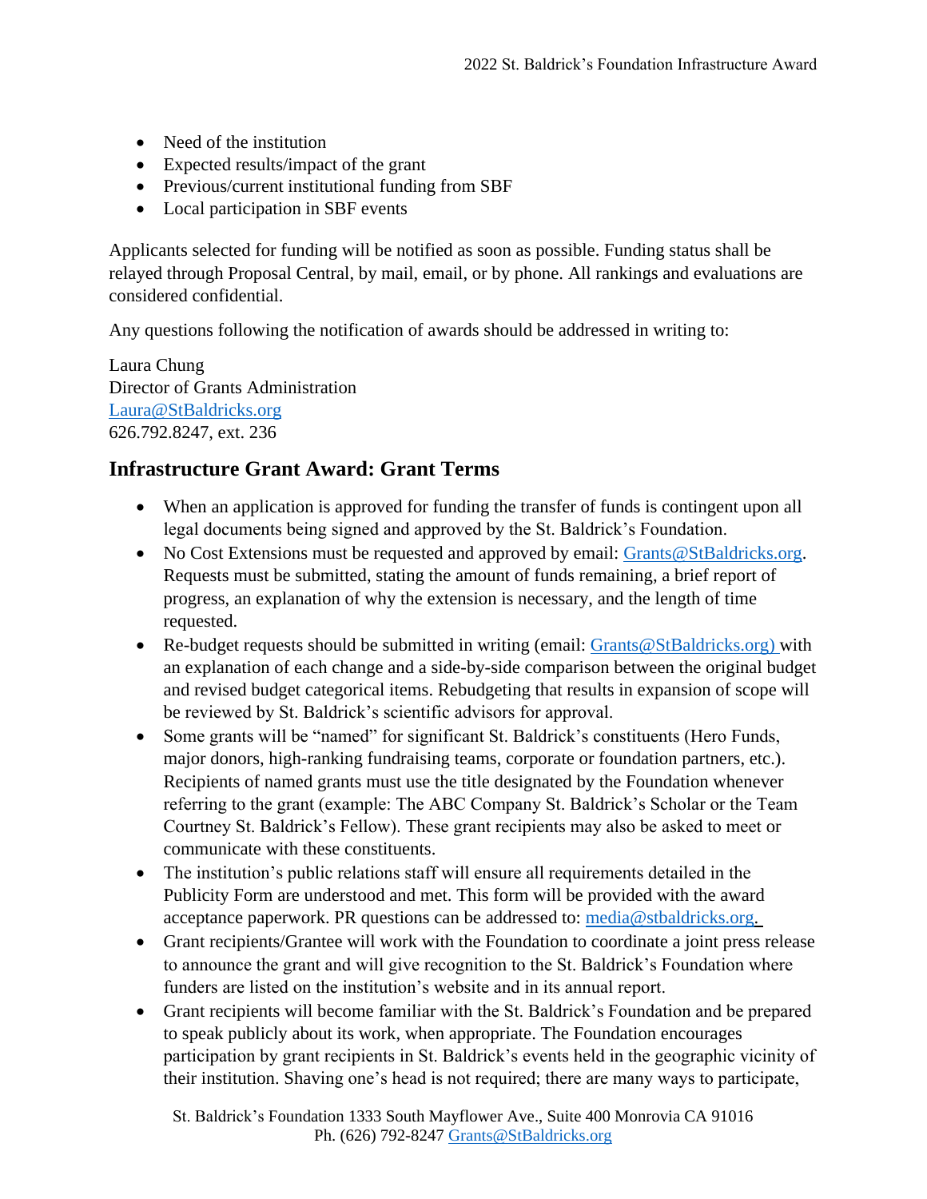- Need of the institution
- Expected results/impact of the grant
- Previous/current institutional funding from SBF
- Local participation in SBF events

Applicants selected for funding will be notified as soon as possible. Funding status shall be relayed through Proposal Central, by mail, email, or by phone. All rankings and evaluations are considered confidential.

Any questions following the notification of awards should be addressed in writing to:

Laura Chung
Director of Grants Administration
Laura@StBaldricks.org
626.792.8247, ext. 236

## Infrastructure Grant Award: Grant Terms

- When an application is approved for funding the transfer of funds is contingent upon all legal documents being signed and approved by the St. Baldrick's Foundation.
- No Cost Extensions must be requested and approved by email: Grants@StBaldricks.org. Requests must be submitted, stating the amount of funds remaining, a brief report of progress, an explanation of why the extension is necessary, and the length of time requested.
- Re-budget requests should be submitted in writing (email: Grants@StBaldricks.org) with an explanation of each change and a side-by-side comparison between the original budget and revised budget categorical items. Rebudgeting that results in expansion of scope will be reviewed by St. Baldrick's scientific advisors for approval.
- Some grants will be "named" for significant St. Baldrick's constituents (Hero Funds, major donors, high-ranking fundraising teams, corporate or foundation partners, etc.). Recipients of named grants must use the title designated by the Foundation whenever referring to the grant (example: The ABC Company St. Baldrick's Scholar or the Team Courtney St. Baldrick's Fellow). These grant recipients may also be asked to meet or communicate with these constituents.
- The institution's public relations staff will ensure all requirements detailed in the Publicity Form are understood and met. This form will be provided with the award acceptance paperwork. PR questions can be addressed to: media@stbaldricks.org.
- Grant recipients/Grantee will work with the Foundation to coordinate a joint press release to announce the grant and will give recognition to the St. Baldrick's Foundation where funders are listed on the institution's website and in its annual report.
- Grant recipients will become familiar with the St. Baldrick's Foundation and be prepared to speak publicly about its work, when appropriate. The Foundation encourages participation by grant recipients in St. Baldrick's events held in the geographic vicinity of their institution. Shaving one's head is not required; there are many ways to participate,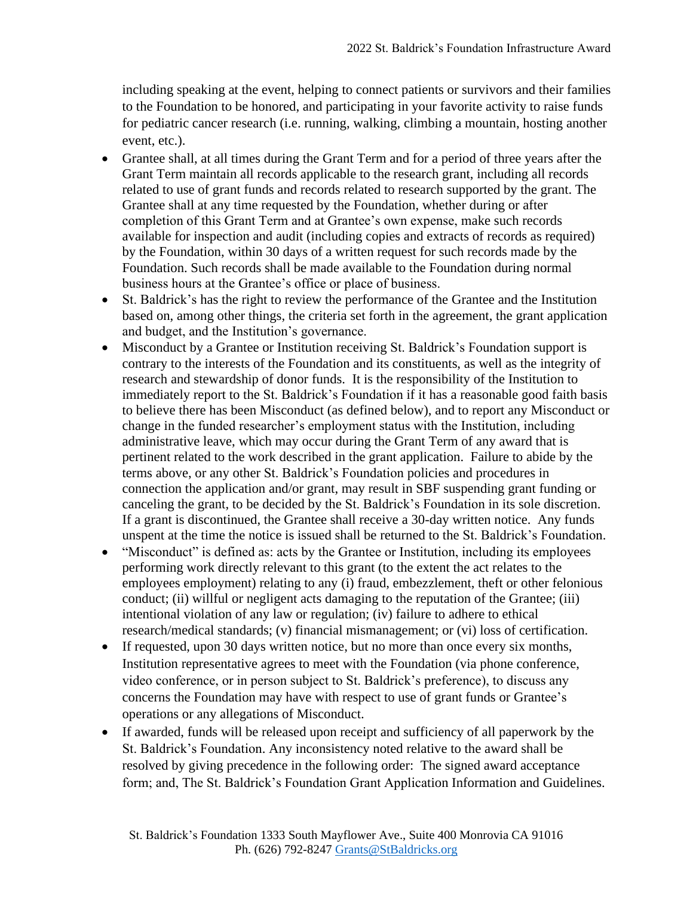including speaking at the event, helping to connect patients or survivors and their families to the Foundation to be honored, and participating in your favorite activity to raise funds for pediatric cancer research (i.e. running, walking, climbing a mountain, hosting another event, etc.).

- Grantee shall, at all times during the Grant Term and for a period of three years after the Grant Term maintain all records applicable to the research grant, including all records related to use of grant funds and records related to research supported by the grant. The Grantee shall at any time requested by the Foundation, whether during or after completion of this Grant Term and at Grantee's own expense, make such records available for inspection and audit (including copies and extracts of records as required) by the Foundation, within 30 days of a written request for such records made by the Foundation. Such records shall be made available to the Foundation during normal business hours at the Grantee's office or place of business.
- St. Baldrick's has the right to review the performance of the Grantee and the Institution based on, among other things, the criteria set forth in the agreement, the grant application and budget, and the Institution's governance.
- Misconduct by a Grantee or Institution receiving St. Baldrick's Foundation support is contrary to the interests of the Foundation and its constituents, as well as the integrity of research and stewardship of donor funds. It is the responsibility of the Institution to immediately report to the St. Baldrick's Foundation if it has a reasonable good faith basis to believe there has been Misconduct (as defined below), and to report any Misconduct or change in the funded researcher's employment status with the Institution, including administrative leave, which may occur during the Grant Term of any award that is pertinent related to the work described in the grant application. Failure to abide by the terms above, or any other St. Baldrick's Foundation policies and procedures in connection the application and/or grant, may result in SBF suspending grant funding or canceling the grant, to be decided by the St. Baldrick's Foundation in its sole discretion. If a grant is discontinued, the Grantee shall receive a 30-day written notice. Any funds unspent at the time the notice is issued shall be returned to the St. Baldrick's Foundation.
- "Misconduct" is defined as: acts by the Grantee or Institution, including its employees performing work directly relevant to this grant (to the extent the act relates to the employees employment) relating to any (i) fraud, embezzlement, theft or other felonious conduct; (ii) willful or negligent acts damaging to the reputation of the Grantee; (iii) intentional violation of any law or regulation; (iv) failure to adhere to ethical research/medical standards; (v) financial mismanagement; or (vi) loss of certification.
- If requested, upon 30 days written notice, but no more than once every six months, Institution representative agrees to meet with the Foundation (via phone conference, video conference, or in person subject to St. Baldrick's preference), to discuss any concerns the Foundation may have with respect to use of grant funds or Grantee's operations or any allegations of Misconduct.
- If awarded, funds will be released upon receipt and sufficiency of all paperwork by the St. Baldrick's Foundation. Any inconsistency noted relative to the award shall be resolved by giving precedence in the following order: The signed award acceptance form; and, The St. Baldrick's Foundation Grant Application Information and Guidelines.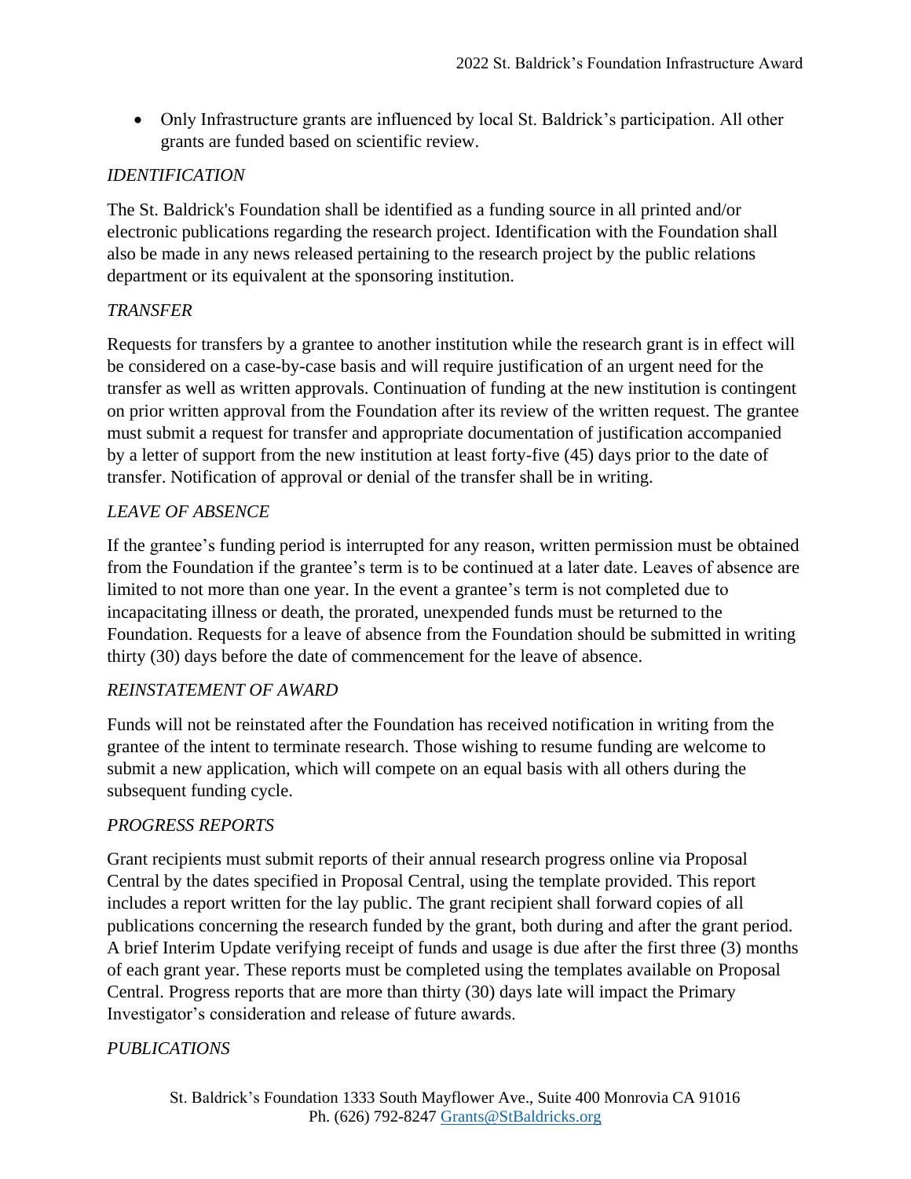- Only Infrastructure grants are influenced by local St. Baldrick's participation. All other grants are funded based on scientific review.

*IDENTIFICATION*

The St. Baldrick's Foundation shall be identified as a funding source in all printed and/or electronic publications regarding the research project. Identification with the Foundation shall also be made in any news released pertaining to the research project by the public relations department or its equivalent at the sponsoring institution.

*TRANSFER*

Requests for transfers by a grantee to another institution while the research grant is in effect will be considered on a case-by-case basis and will require justification of an urgent need for the transfer as well as written approvals. Continuation of funding at the new institution is contingent on prior written approval from the Foundation after its review of the written request. The grantee must submit a request for transfer and appropriate documentation of justification accompanied by a letter of support from the new institution at least forty-five (45) days prior to the date of transfer. Notification of approval or denial of the transfer shall be in writing.

*LEAVE OF ABSENCE*

If the grantee's funding period is interrupted for any reason, written permission must be obtained from the Foundation if the grantee's term is to be continued at a later date. Leaves of absence are limited to not more than one year. In the event a grantee's term is not completed due to incapacitating illness or death, the prorated, unexpended funds must be returned to the Foundation. Requests for a leave of absence from the Foundation should be submitted in writing thirty (30) days before the date of commencement for the leave of absence.

*REINSTATEMENT OF AWARD*

Funds will not be reinstated after the Foundation has received notification in writing from the grantee of the intent to terminate research. Those wishing to resume funding are welcome to submit a new application, which will compete on an equal basis with all others during the subsequent funding cycle.

*PROGRESS REPORTS*

Grant recipients must submit reports of their annual research progress online via Proposal Central by the dates specified in Proposal Central, using the template provided. This report includes a report written for the lay public. The grant recipient shall forward copies of all publications concerning the research funded by the grant, both during and after the grant period. A brief Interim Update verifying receipt of funds and usage is due after the first three (3) months of each grant year. These reports must be completed using the templates available on Proposal Central. Progress reports that are more than thirty (30) days late will impact the Primary Investigator's consideration and release of future awards.

*PUBLICATIONS*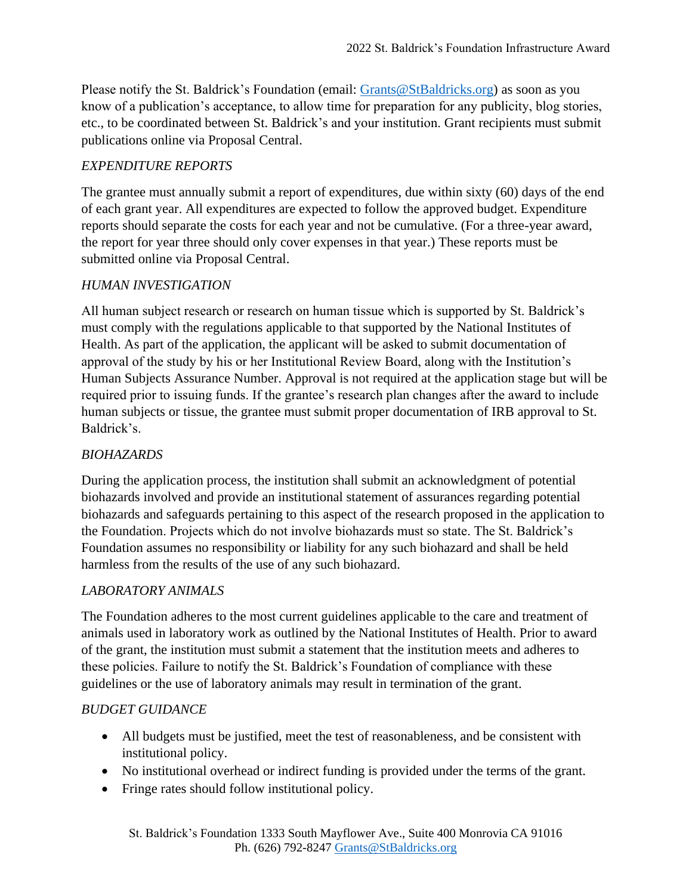Please notify the St. Baldrick's Foundation (email: [Grants@StBaldricks.org](mailto:Grants@StBaldricks.org)) as soon as you know of a publication's acceptance, to allow time for preparation for any publicity, blog stories, etc., to be coordinated between St. Baldrick's and your institution. Grant recipients must submit publications online via Proposal Central.

*EXPENDITURE REPORTS*

The grantee must annually submit a report of expenditures, due within sixty (60) days of the end of each grant year. All expenditures are expected to follow the approved budget. Expenditure reports should separate the costs for each year and not be cumulative. (For a three-year award, the report for year three should only cover expenses in that year.) These reports must be submitted online via Proposal Central.

*HUMAN INVESTIGATION*

All human subject research or research on human tissue which is supported by St. Baldrick's must comply with the regulations applicable to that supported by the National Institutes of Health. As part of the application, the applicant will be asked to submit documentation of approval of the study by his or her Institutional Review Board, along with the Institution's Human Subjects Assurance Number. Approval is not required at the application stage but will be required prior to issuing funds. If the grantee's research plan changes after the award to include human subjects or tissue, the grantee must submit proper documentation of IRB approval to St. Baldrick's.

*BIOHAZARDS*

During the application process, the institution shall submit an acknowledgment of potential biohazards involved and provide an institutional statement of assurances regarding potential biohazards and safeguards pertaining to this aspect of the research proposed in the application to the Foundation. Projects which do not involve biohazards must so state. The St. Baldrick's Foundation assumes no responsibility or liability for any such biohazard and shall be held harmless from the results of the use of any such biohazard.

*LABORATORY ANIMALS*

The Foundation adheres to the most current guidelines applicable to the care and treatment of animals used in laboratory work as outlined by the National Institutes of Health. Prior to award of the grant, the institution must submit a statement that the institution meets and adheres to these policies. Failure to notify the St. Baldrick's Foundation of compliance with these guidelines or the use of laboratory animals may result in termination of the grant.

*BUDGET GUIDANCE*

- All budgets must be justified, meet the test of reasonableness, and be consistent with institutional policy.
- No institutional overhead or indirect funding is provided under the terms of the grant.
- Fringe rates should follow institutional policy.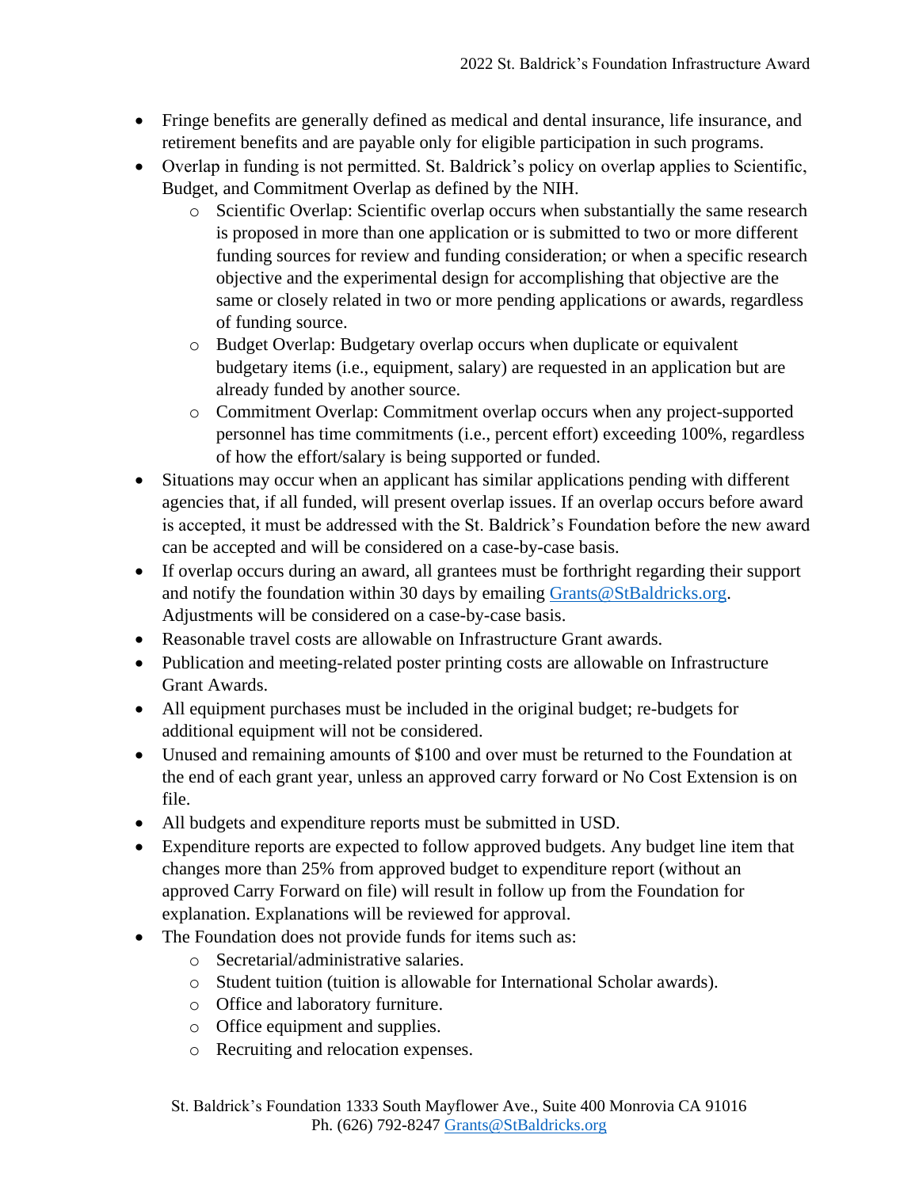- Fringe benefits are generally defined as medical and dental insurance, life insurance, and retirement benefits and are payable only for eligible participation in such programs.
- Overlap in funding is not permitted. St. Baldrick's policy on overlap applies to Scientific, Budget, and Commitment Overlap as defined by the NIH.
    - Scientific Overlap: Scientific overlap occurs when substantially the same research is proposed in more than one application or is submitted to two or more different funding sources for review and funding consideration; or when a specific research objective and the experimental design for accomplishing that objective are the same or closely related in two or more pending applications or awards, regardless of funding source.
    - Budget Overlap: Budgetary overlap occurs when duplicate or equivalent budgetary items (i.e., equipment, salary) are requested in an application but are already funded by another source.
    - Commitment Overlap: Commitment overlap occurs when any project-supported personnel has time commitments (i.e., percent effort) exceeding 100%, regardless of how the effort/salary is being supported or funded.
- Situations may occur when an applicant has similar applications pending with different agencies that, if all funded, will present overlap issues. If an overlap occurs before award is accepted, it must be addressed with the St. Baldrick's Foundation before the new award can be accepted and will be considered on a case-by-case basis.
- If overlap occurs during an award, all grantees must be forthright regarding their support and notify the foundation within 30 days by emailing Grants@StBaldricks.org. Adjustments will be considered on a case-by-case basis.
- Reasonable travel costs are allowable on Infrastructure Grant awards.
- Publication and meeting-related poster printing costs are allowable on Infrastructure Grant Awards.
- All equipment purchases must be included in the original budget; re-budgets for additional equipment will not be considered.
- Unused and remaining amounts of $100 and over must be returned to the Foundation at the end of each grant year, unless an approved carry forward or No Cost Extension is on file.
- All budgets and expenditure reports must be submitted in USD.
- Expenditure reports are expected to follow approved budgets. Any budget line item that changes more than 25% from approved budget to expenditure report (without an approved Carry Forward on file) will result in follow up from the Foundation for explanation. Explanations will be reviewed for approval.
- The Foundation does not provide funds for items such as:
    - Secretarial/administrative salaries.
    - Student tuition (tuition is allowable for International Scholar awards).
    - Office and laboratory furniture.
    - Office equipment and supplies.
    - Recruiting and relocation expenses.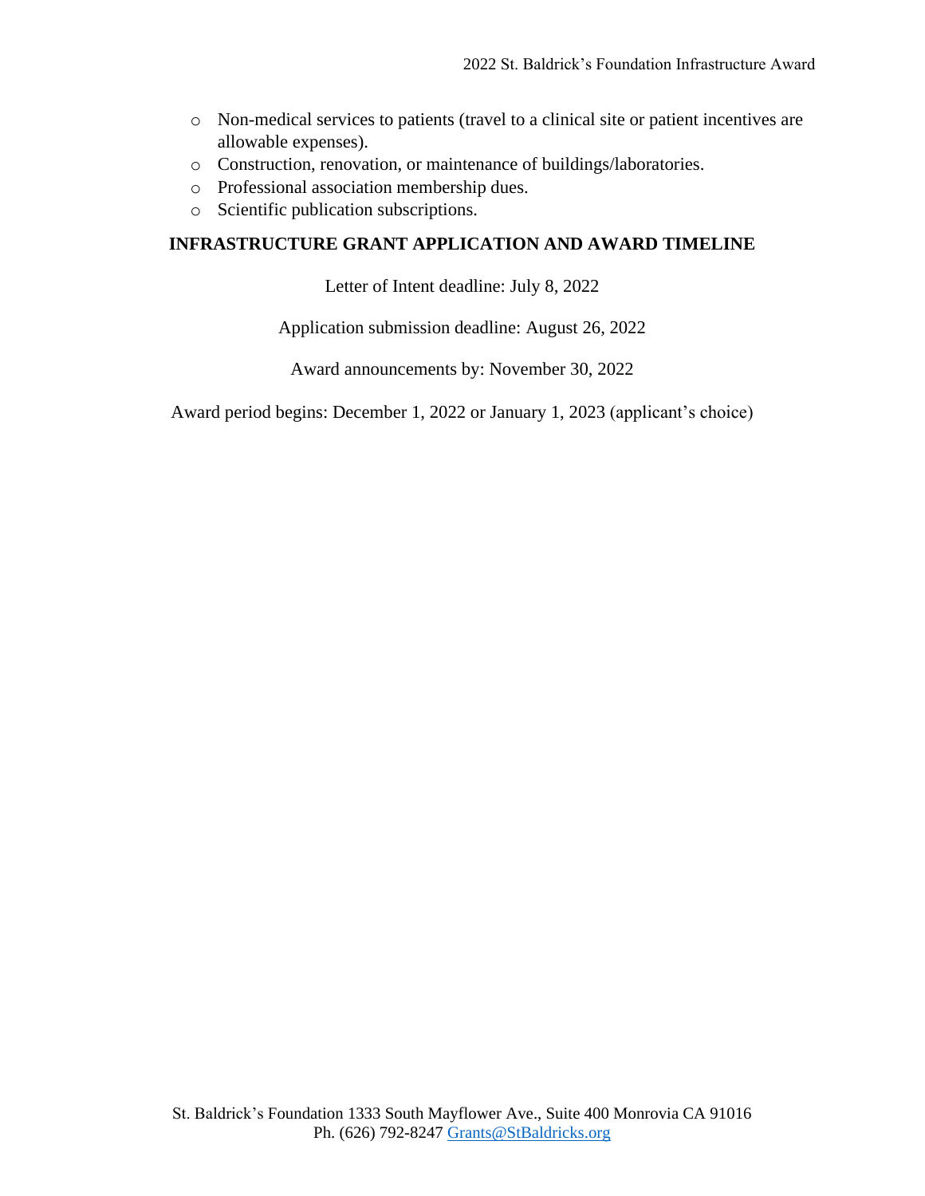- Non-medical services to patients (travel to a clinical site or patient incentives are allowable expenses).
- Construction, renovation, or maintenance of buildings/laboratories.
- Professional association membership dues.
- Scientific publication subscriptions.

## INFRASTRUCTURE GRANT APPLICATION AND AWARD TIMELINE

Letter of Intent deadline: July 8, 2022

Application submission deadline: August 26, 2022

Award announcements by: November 30, 2022

Award period begins: December 1, 2022 or January 1, 2023 (applicant's choice)

St. Baldrick's Foundation 1333 South Mayflower Ave., Suite 400 Monrovia CA 91016
Ph. (626) 792-8247 Grants@StBaldricks.org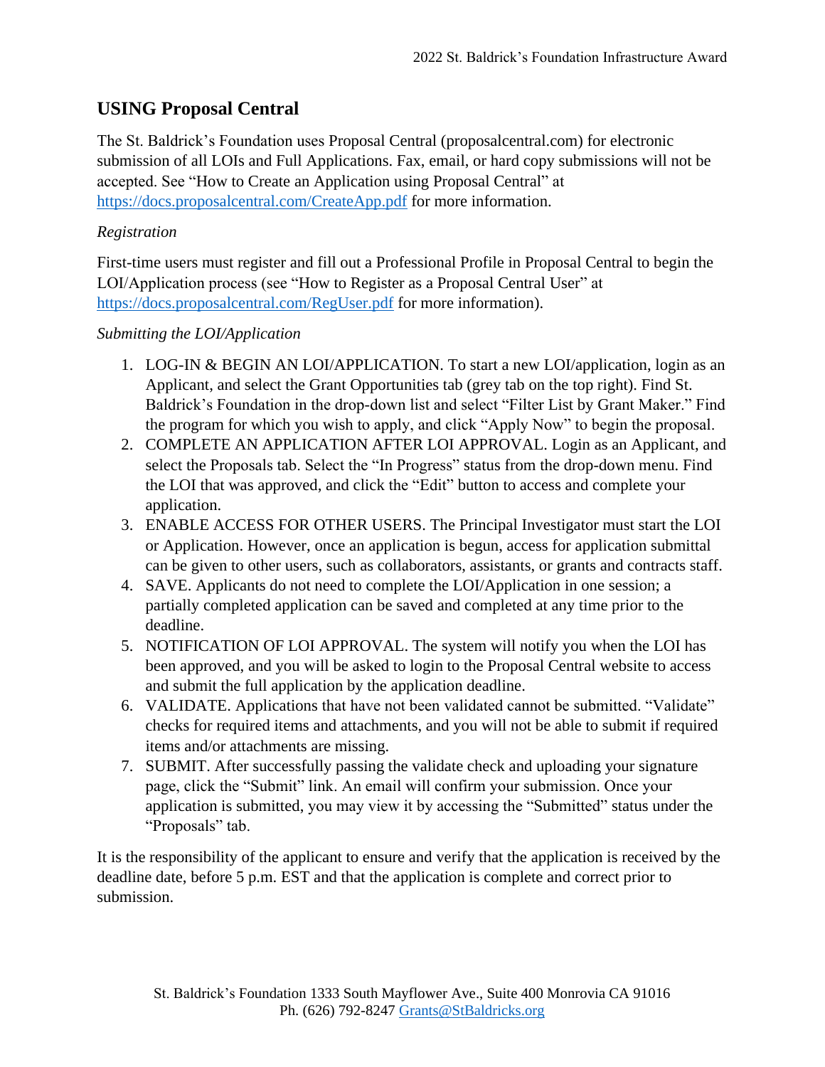## USING Proposal Central

The St. Baldrick's Foundation uses Proposal Central (proposalcentral.com) for electronic submission of all LOIs and Full Applications. Fax, email, or hard copy submissions will not be accepted. See "How to Create an Application using Proposal Central" at https://docs.proposalcentral.com/CreateApp.pdf for more information.

*Registration*

First-time users must register and fill out a Professional Profile in Proposal Central to begin the LOI/Application process (see "How to Register as a Proposal Central User" at https://docs.proposalcentral.com/RegUser.pdf for more information).

*Submitting the LOI/Application*

1. LOG-IN & BEGIN AN LOI/APPLICATION. To start a new LOI/application, login as an Applicant, and select the Grant Opportunities tab (grey tab on the top right). Find St. Baldrick's Foundation in the drop-down list and select "Filter List by Grant Maker." Find the program for which you wish to apply, and click "Apply Now" to begin the proposal.
2. COMPLETE AN APPLICATION AFTER LOI APPROVAL. Login as an Applicant, and select the Proposals tab. Select the "In Progress" status from the drop-down menu. Find the LOI that was approved, and click the "Edit" button to access and complete your application.
3. ENABLE ACCESS FOR OTHER USERS. The Principal Investigator must start the LOI or Application. However, once an application is begun, access for application submittal can be given to other users, such as collaborators, assistants, or grants and contracts staff.
4. SAVE. Applicants do not need to complete the LOI/Application in one session; a partially completed application can be saved and completed at any time prior to the deadline.
5. NOTIFICATION OF LOI APPROVAL. The system will notify you when the LOI has been approved, and you will be asked to login to the Proposal Central website to access and submit the full application by the application deadline.
6. VALIDATE. Applications that have not been validated cannot be submitted. "Validate" checks for required items and attachments, and you will not be able to submit if required items and/or attachments are missing.
7. SUBMIT. After successfully passing the validate check and uploading your signature page, click the "Submit" link. An email will confirm your submission. Once your application is submitted, you may view it by accessing the "Submitted" status under the "Proposals" tab.

It is the responsibility of the applicant to ensure and verify that the application is received by the deadline date, before 5 p.m. EST and that the application is complete and correct prior to submission.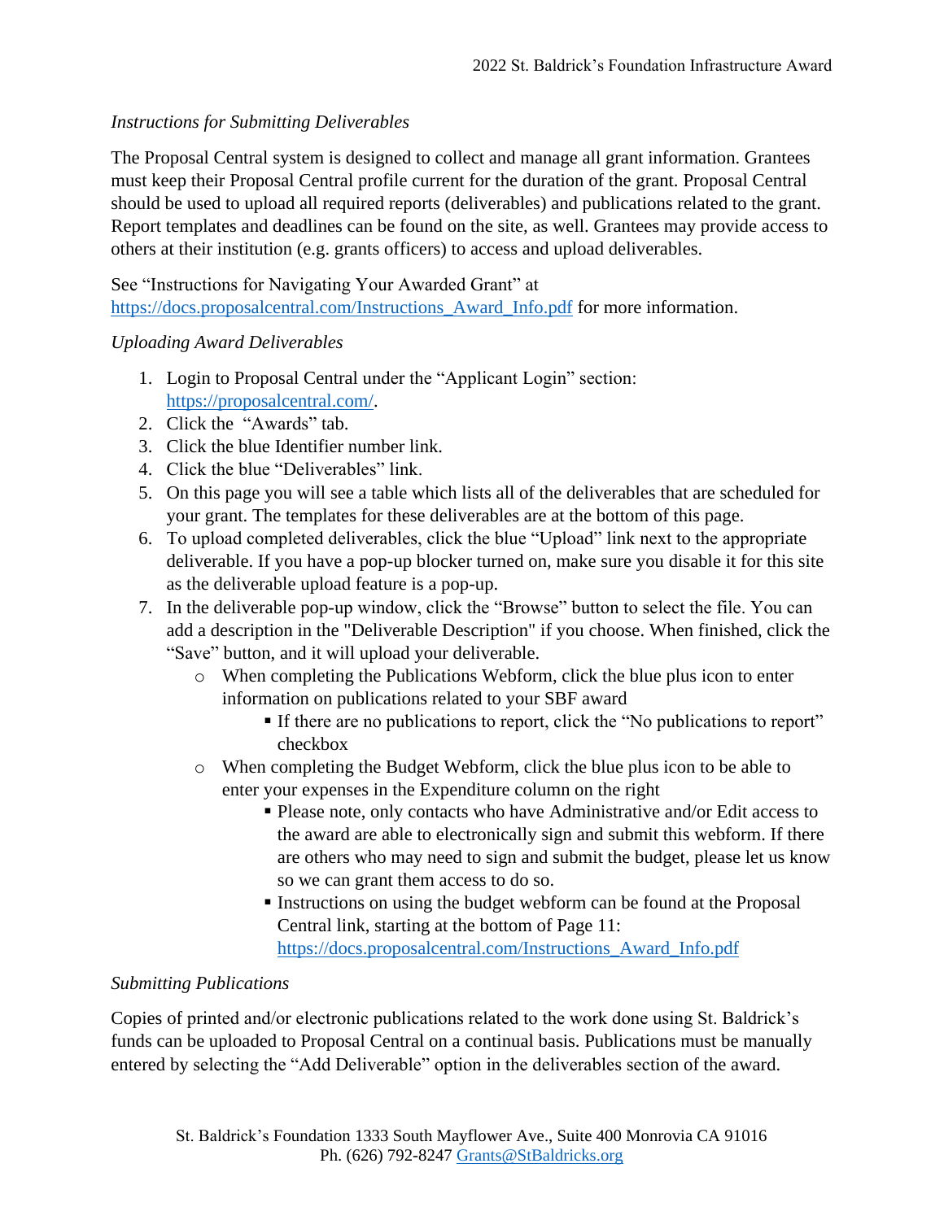*Instructions for Submitting Deliverables*

The Proposal Central system is designed to collect and manage all grant information. Grantees must keep their Proposal Central profile current for the duration of the grant. Proposal Central should be used to upload all required reports (deliverables) and publications related to the grant. Report templates and deadlines can be found on the site, as well. Grantees may provide access to others at their institution (e.g. grants officers) to access and upload deliverables.

See "Instructions for Navigating Your Awarded Grant" at https://docs.proposalcentral.com/Instructions_Award_Info.pdf for more information.

*Uploading Award Deliverables*

1. Login to Proposal Central under the "Applicant Login" section: https://proposalcentral.com/.
2. Click the "Awards" tab.
3. Click the blue Identifier number link.
4. Click the blue "Deliverables" link.
5. On this page you will see a table which lists all of the deliverables that are scheduled for your grant. The templates for these deliverables are at the bottom of this page.
6. To upload completed deliverables, click the blue "Upload" link next to the appropriate deliverable. If you have a pop-up blocker turned on, make sure you disable it for this site as the deliverable upload feature is a pop-up.
7. In the deliverable pop-up window, click the "Browse" button to select the file. You can add a description in the "Deliverable Description" if you choose. When finished, click the "Save" button, and it will upload your deliverable.
   - When completing the Publications Webform, click the blue plus icon to enter information on publications related to your SBF award
     - If there are no publications to report, click the "No publications to report" checkbox
   - When completing the Budget Webform, click the blue plus icon to be able to enter your expenses in the Expenditure column on the right
     - Please note, only contacts who have Administrative and/or Edit access to the award are able to electronically sign and submit this webform. If there are others who may need to sign and submit the budget, please let us know so we can grant them access to do so.
     - Instructions on using the budget webform can be found at the Proposal Central link, starting at the bottom of Page 11: https://docs.proposalcentral.com/Instructions_Award_Info.pdf

*Submitting Publications*

Copies of printed and/or electronic publications related to the work done using St. Baldrick's funds can be uploaded to Proposal Central on a continual basis. Publications must be manually entered by selecting the "Add Deliverable" option in the deliverables section of the award.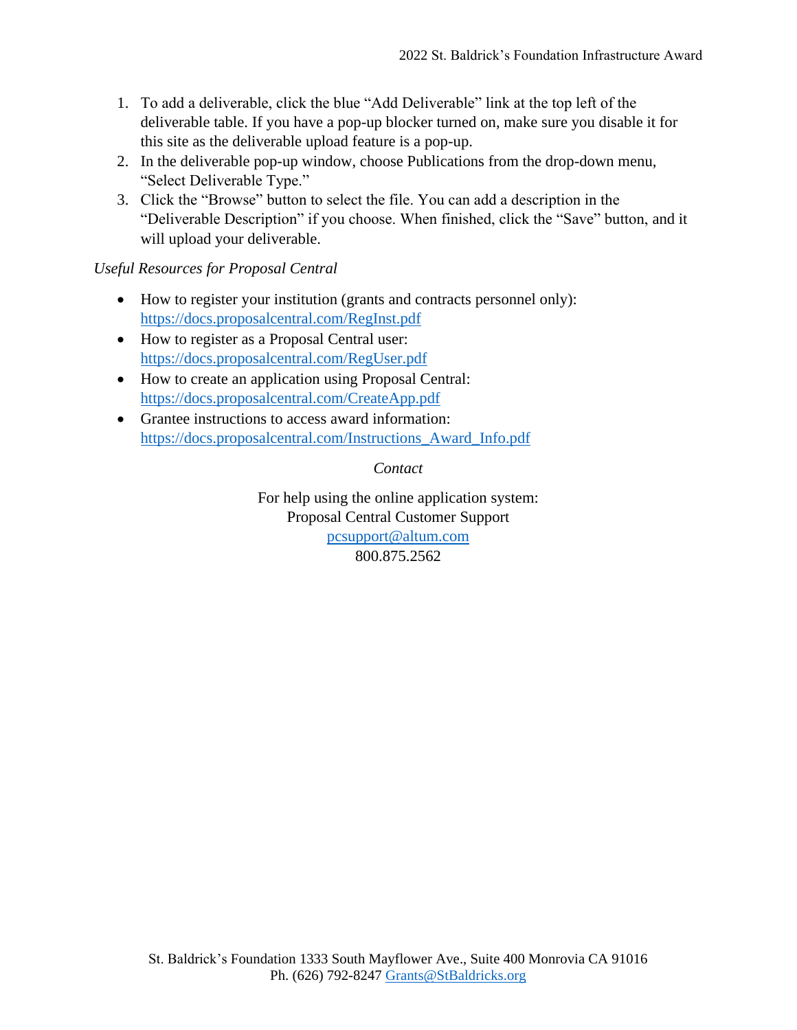1. To add a deliverable, click the blue "Add Deliverable" link at the top left of the deliverable table. If you have a pop-up blocker turned on, make sure you disable it for this site as the deliverable upload feature is a pop-up.
2. In the deliverable pop-up window, choose Publications from the drop-down menu, "Select Deliverable Type."
3. Click the "Browse" button to select the file. You can add a description in the "Deliverable Description" if you choose. When finished, click the "Save" button, and it will upload your deliverable.

*Useful Resources for Proposal Central*

- How to register your institution (grants and contracts personnel only): https://docs.proposalcentral.com/RegInst.pdf
- How to register as a Proposal Central user: https://docs.proposalcentral.com/RegUser.pdf
- How to create an application using Proposal Central: https://docs.proposalcentral.com/CreateApp.pdf
- Grantee instructions to access award information: https://docs.proposalcentral.com/Instructions_Award_Info.pdf

*Contact*

For help using the online application system:
Proposal Central Customer Support
pcsupport@altum.com
800.875.2562